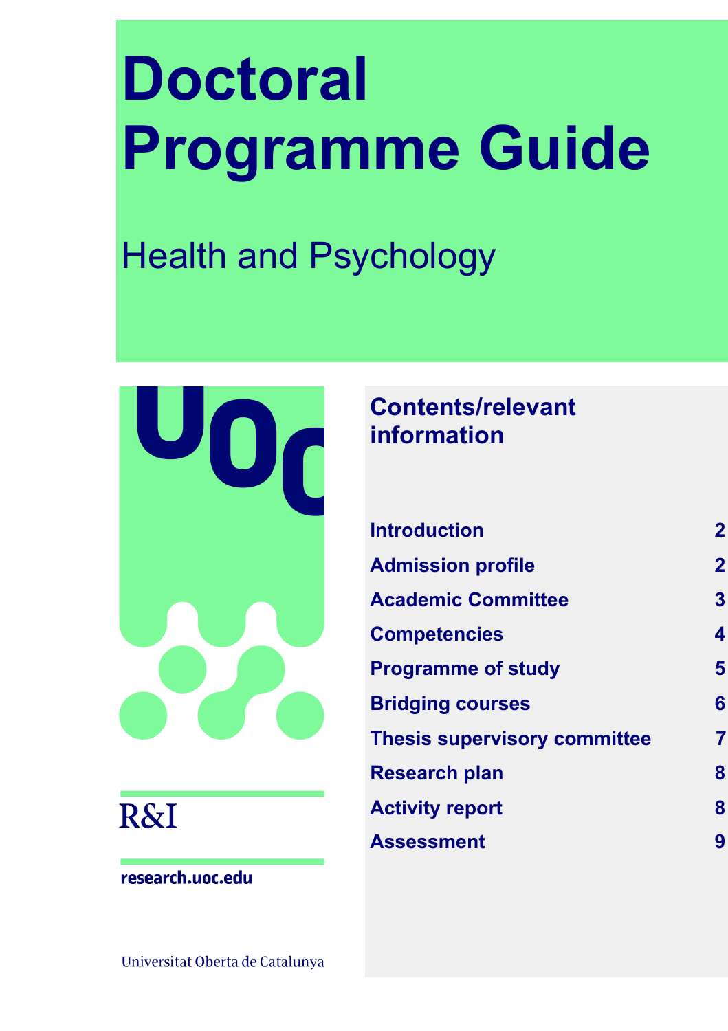# Doctoral Programme Guide

## Health and Psychology

R&I

research.uoc.edu

Universitat Oberta de Catalunya

### Contents/relevant information

| | |
|---|---|
| Introduction | 2 |
| Admission profile | 2 |
| Academic Committee | 3 |
| Competencies | 4 |
| Programme of study | 5 |
| Bridging courses | 6 |
| Thesis supervisory committee | 7 |
| Research plan | 8 |
| Activity report | 8 |
| Assessment | 9 |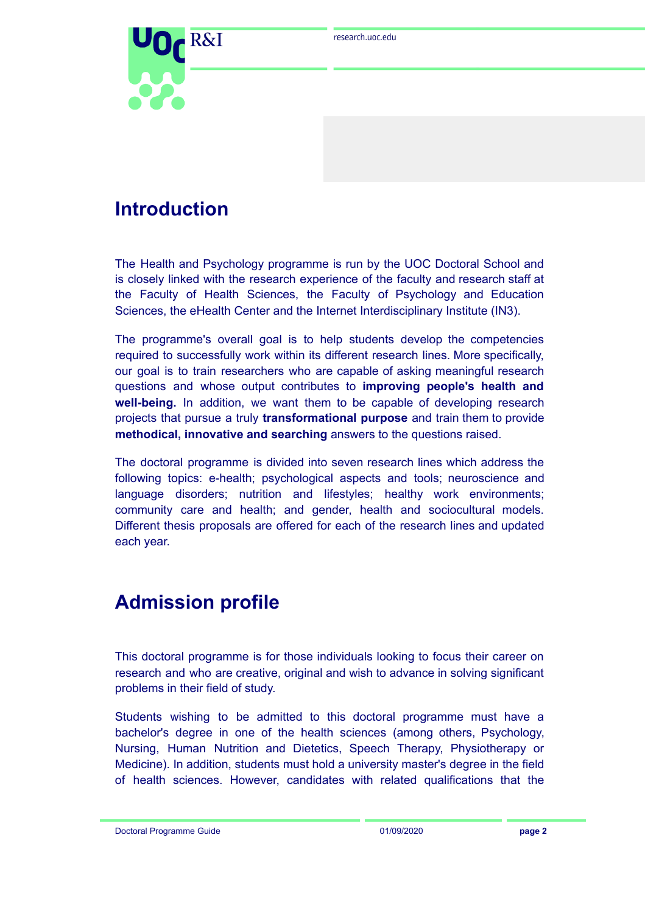## Introduction

The Health and Psychology programme is run by the UOC Doctoral School and is closely linked with the research experience of the faculty and research staff at the Faculty of Health Sciences, the Faculty of Psychology and Education Sciences, the eHealth Center and the Internet Interdisciplinary Institute (IN3).

The programme's overall goal is to help students develop the competencies required to successfully work within its different research lines. More specifically, our goal is to train researchers who are capable of asking meaningful research questions and whose output contributes to **improving people's health and well-being.** In addition, we want them to be capable of developing research projects that pursue a truly **transformational purpose** and train them to provide **methodical, innovative and searching** answers to the questions raised.

The doctoral programme is divided into seven research lines which address the following topics: e-health; psychological aspects and tools; neuroscience and language disorders; nutrition and lifestyles; healthy work environments; community care and health; and gender, health and sociocultural models. Different thesis proposals are offered for each of the research lines and updated each year.

## Admission profile

This doctoral programme is for those individuals looking to focus their career on research and who are creative, original and wish to advance in solving significant problems in their field of study.

Students wishing to be admitted to this doctoral programme must have a bachelor's degree in one of the health sciences (among others, Psychology, Nursing, Human Nutrition and Dietetics, Speech Therapy, Physiotherapy or Medicine). In addition, students must hold a university master's degree in the field of health sciences. However, candidates with related qualifications that the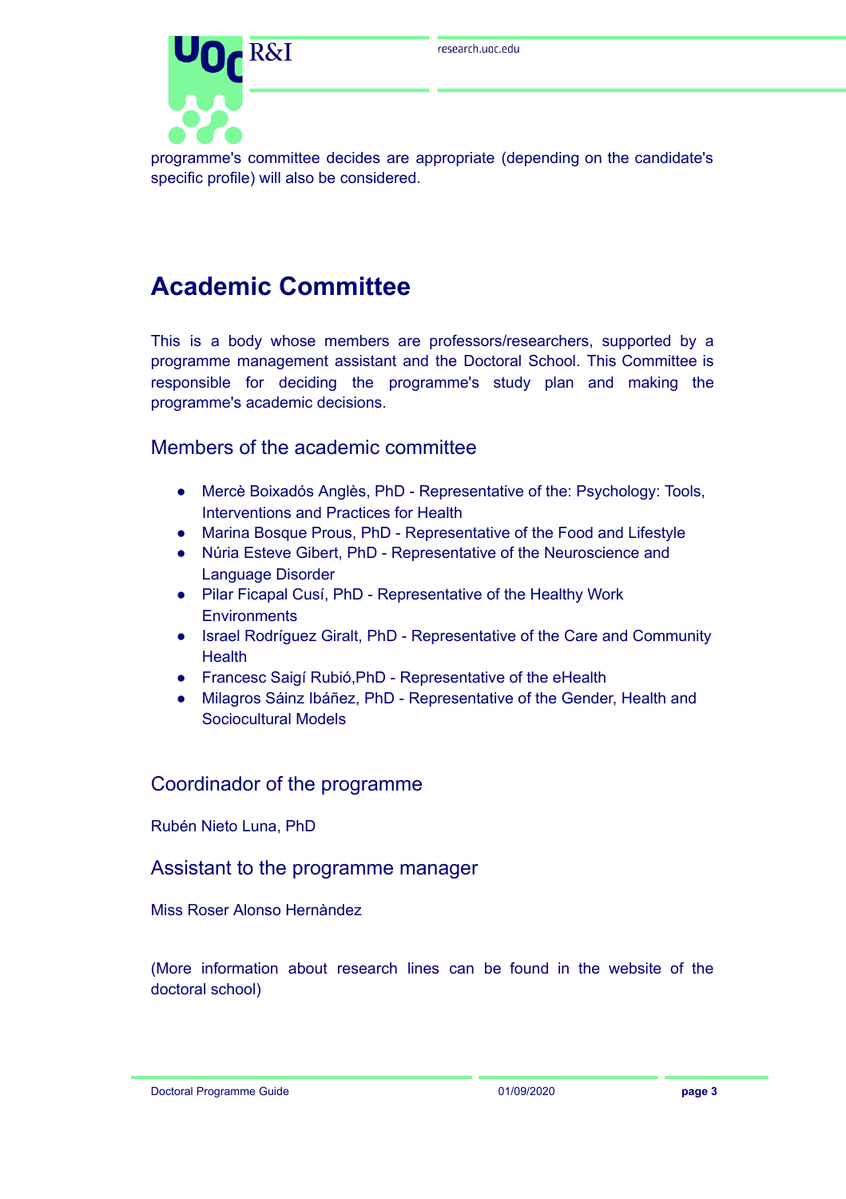programme's committee decides are appropriate (depending on the candidate's specific profile) will also be considered.

# Academic Committee

This is a body whose members are professors/researchers, supported by a programme management assistant and the Doctoral School. This Committee is responsible for deciding the programme's study plan and making the programme's academic decisions.

## Members of the academic committee

- Mercè Boixadós Anglès, PhD - Representative of the: Psychology: Tools, Interventions and Practices for Health
- Marina Bosque Prous, PhD - Representative of the Food and Lifestyle
- Núria Esteve Gibert, PhD - Representative of the Neuroscience and Language Disorder
- Pilar Ficapal Cusí, PhD - Representative of the Healthy Work Environments
- Israel Rodríguez Giralt, PhD - Representative of the Care and Community Health
- Francesc Saigí Rubió,PhD - Representative of the eHealth
- Milagros Sáinz Ibáñez, PhD - Representative of the Gender, Health and Sociocultural Models

## Coordinador of the programme

Rubén Nieto Luna, PhD

## Assistant to the programme manager

Miss Roser Alonso Hernàndez

(More information about research lines can be found in the website of the doctoral school)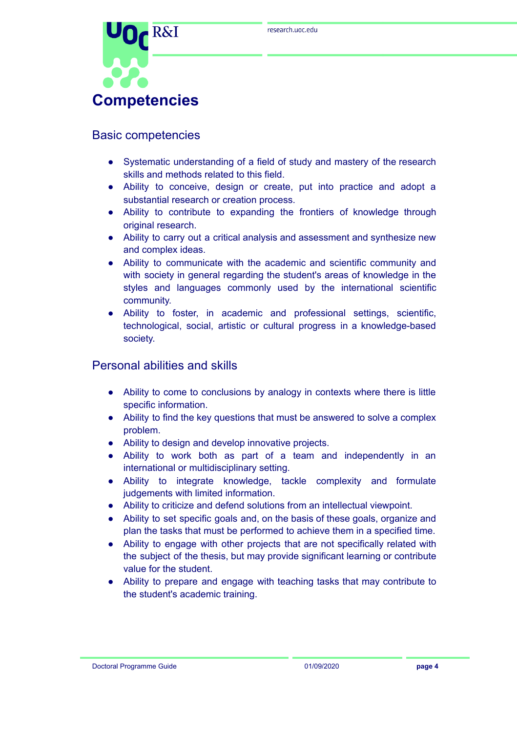# Competencies

## Basic competencies

- Systematic understanding of a field of study and mastery of the research skills and methods related to this field.
- Ability to conceive, design or create, put into practice and adopt a substantial research or creation process.
- Ability to contribute to expanding the frontiers of knowledge through original research.
- Ability to carry out a critical analysis and assessment and synthesize new and complex ideas.
- Ability to communicate with the academic and scientific community and with society in general regarding the student's areas of knowledge in the styles and languages commonly used by the international scientific community.
- Ability to foster, in academic and professional settings, scientific, technological, social, artistic or cultural progress in a knowledge-based society.

## Personal abilities and skills

- Ability to come to conclusions by analogy in contexts where there is little specific information.
- Ability to find the key questions that must be answered to solve a complex problem.
- Ability to design and develop innovative projects.
- Ability to work both as part of a team and independently in an international or multidisciplinary setting.
- Ability to integrate knowledge, tackle complexity and formulate judgements with limited information.
- Ability to criticize and defend solutions from an intellectual viewpoint.
- Ability to set specific goals and, on the basis of these goals, organize and plan the tasks that must be performed to achieve them in a specified time.
- Ability to engage with other projects that are not specifically related with the subject of the thesis, but may provide significant learning or contribute value for the student.
- Ability to prepare and engage with teaching tasks that may contribute to the student's academic training.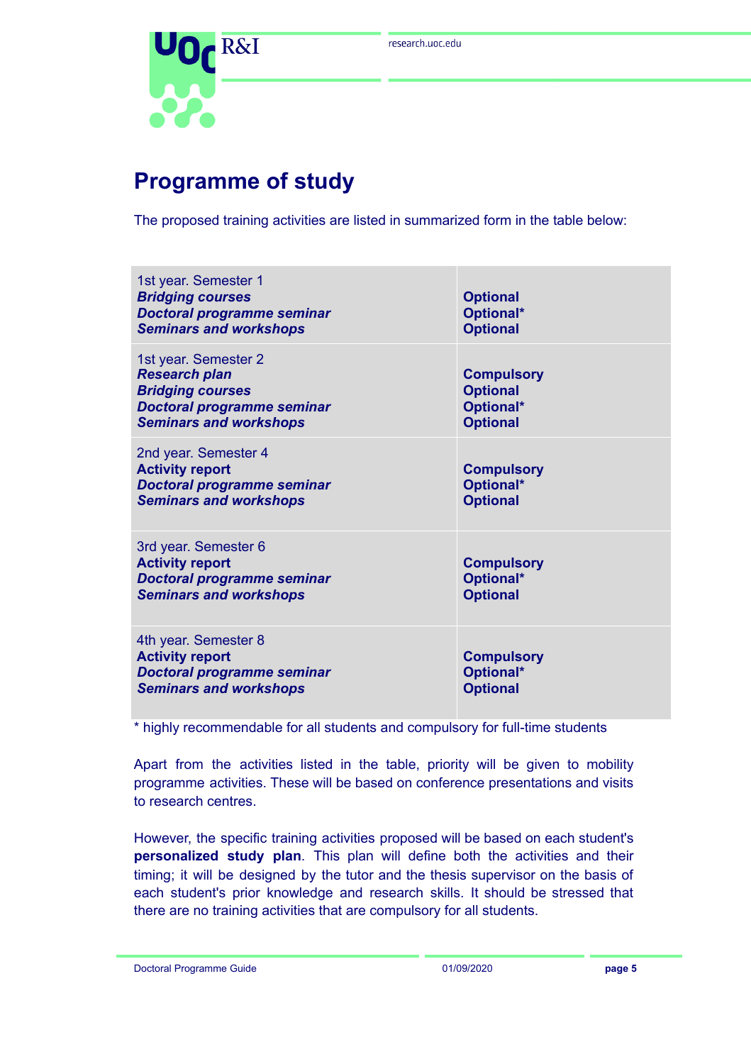# Programme of study

The proposed training activities are listed in summarized form in the table below:

| | |
|---|---|
| 1st year. Semester 1<br>***Bridging courses***<br>***Doctoral programme seminar***<br>***Seminars and workshops*** | <br>**Optional**<br>**Optional***<br>**Optional** |
| 1st year. Semester 2<br>***Research plan***<br>***Bridging courses***<br>***Doctoral programme seminar***<br>***Seminars and workshops*** | <br>**Compulsory**<br>**Optional**<br>**Optional***<br>**Optional** |
| 2nd year. Semester 4<br>**Activity report**<br>***Doctoral programme seminar***<br>***Seminars and workshops*** | <br>**Compulsory**<br>**Optional***<br>**Optional** |
| 3rd year. Semester 6<br>**Activity report**<br>***Doctoral programme seminar***<br>***Seminars and workshops*** | <br>**Compulsory**<br>**Optional***<br>**Optional** |
| 4th year. Semester 8<br>**Activity report**<br>***Doctoral programme seminar***<br>***Seminars and workshops*** | <br>**Compulsory**<br>**Optional***<br>**Optional** |

* highly recommendable for all students and compulsory for full-time students

Apart from the activities listed in the table, priority will be given to mobility programme activities. These will be based on conference presentations and visits to research centres.

However, the specific training activities proposed will be based on each student's **personalized study plan**. This plan will define both the activities and their timing; it will be designed by the tutor and the thesis supervisor on the basis of each student's prior knowledge and research skills. It should be stressed that there are no training activities that are compulsory for all students.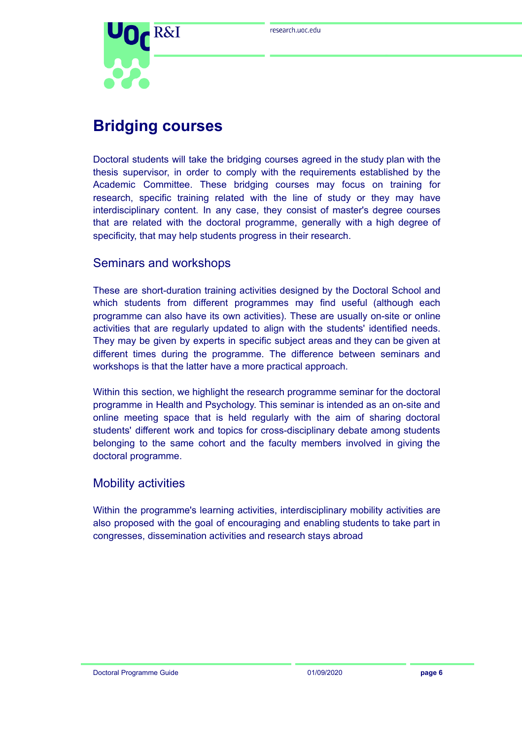# Bridging courses

Doctoral students will take the bridging courses agreed in the study plan with the thesis supervisor, in order to comply with the requirements established by the Academic Committee. These bridging courses may focus on training for research, specific training related with the line of study or they may have interdisciplinary content. In any case, they consist of master's degree courses that are related with the doctoral programme, generally with a high degree of specificity, that may help students progress in their research.

## Seminars and workshops

These are short-duration training activities designed by the Doctoral School and which students from different programmes may find useful (although each programme can also have its own activities). These are usually on-site or online activities that are regularly updated to align with the students' identified needs. They may be given by experts in specific subject areas and they can be given at different times during the programme. The difference between seminars and workshops is that the latter have a more practical approach.

Within this section, we highlight the research programme seminar for the doctoral programme in Health and Psychology. This seminar is intended as an on-site and online meeting space that is held regularly with the aim of sharing doctoral students' different work and topics for cross-disciplinary debate among students belonging to the same cohort and the faculty members involved in giving the doctoral programme.

## Mobility activities

Within the programme's learning activities, interdisciplinary mobility activities are also proposed with the goal of encouraging and enabling students to take part in congresses, dissemination activities and research stays abroad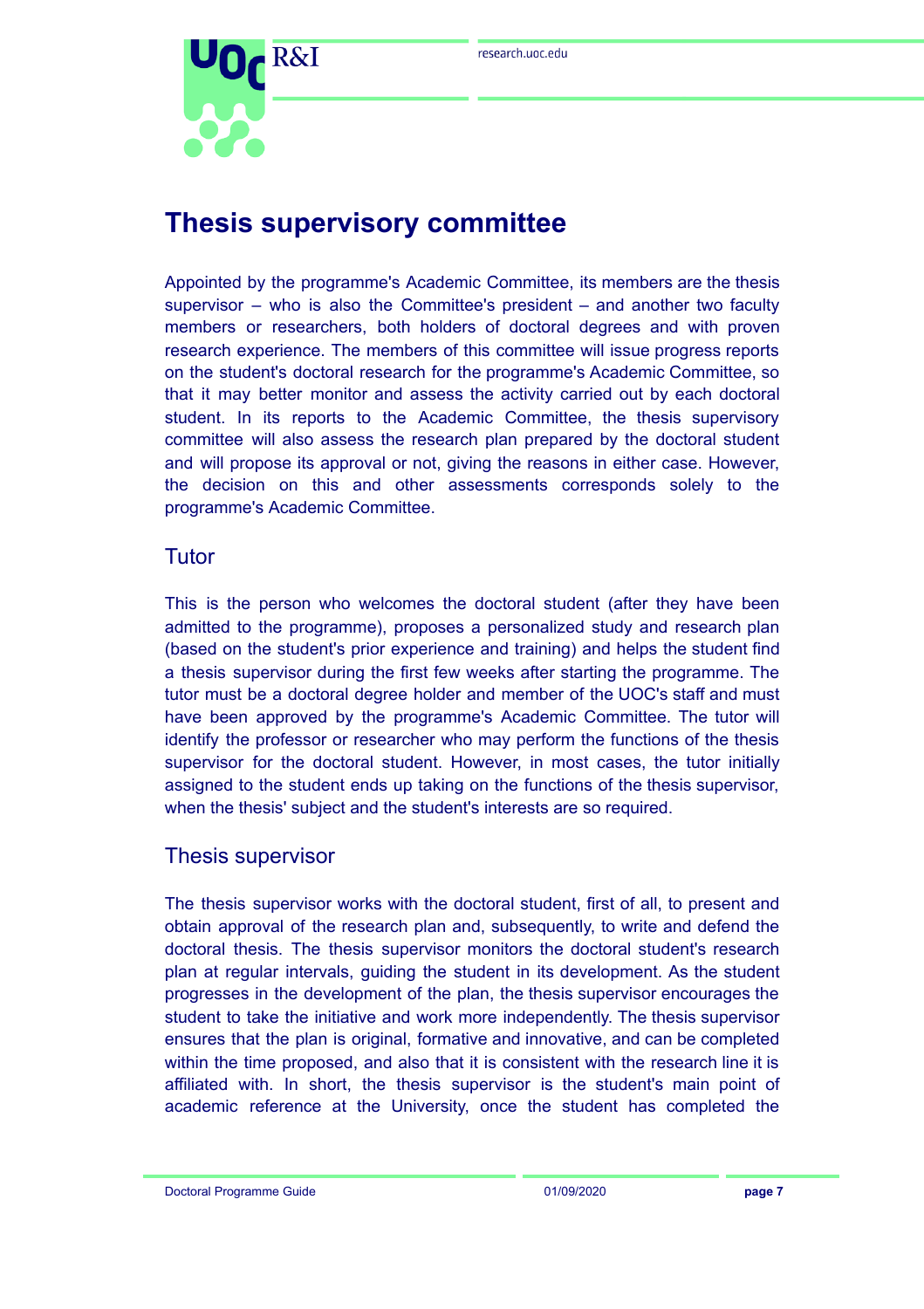# Thesis supervisory committee

Appointed by the programme's Academic Committee, its members are the thesis supervisor – who is also the Committee's president – and another two faculty members or researchers, both holders of doctoral degrees and with proven research experience. The members of this committee will issue progress reports on the student's doctoral research for the programme's Academic Committee, so that it may better monitor and assess the activity carried out by each doctoral student. In its reports to the Academic Committee, the thesis supervisory committee will also assess the research plan prepared by the doctoral student and will propose its approval or not, giving the reasons in either case. However, the decision on this and other assessments corresponds solely to the programme's Academic Committee.

## Tutor

This is the person who welcomes the doctoral student (after they have been admitted to the programme), proposes a personalized study and research plan (based on the student's prior experience and training) and helps the student find a thesis supervisor during the first few weeks after starting the programme. The tutor must be a doctoral degree holder and member of the UOC's staff and must have been approved by the programme's Academic Committee. The tutor will identify the professor or researcher who may perform the functions of the thesis supervisor for the doctoral student. However, in most cases, the tutor initially assigned to the student ends up taking on the functions of the thesis supervisor, when the thesis' subject and the student's interests are so required.

## Thesis supervisor

The thesis supervisor works with the doctoral student, first of all, to present and obtain approval of the research plan and, subsequently, to write and defend the doctoral thesis. The thesis supervisor monitors the doctoral student's research plan at regular intervals, guiding the student in its development. As the student progresses in the development of the plan, the thesis supervisor encourages the student to take the initiative and work more independently. The thesis supervisor ensures that the plan is original, formative and innovative, and can be completed within the time proposed, and also that it is consistent with the research line it is affiliated with. In short, the thesis supervisor is the student's main point of academic reference at the University, once the student has completed the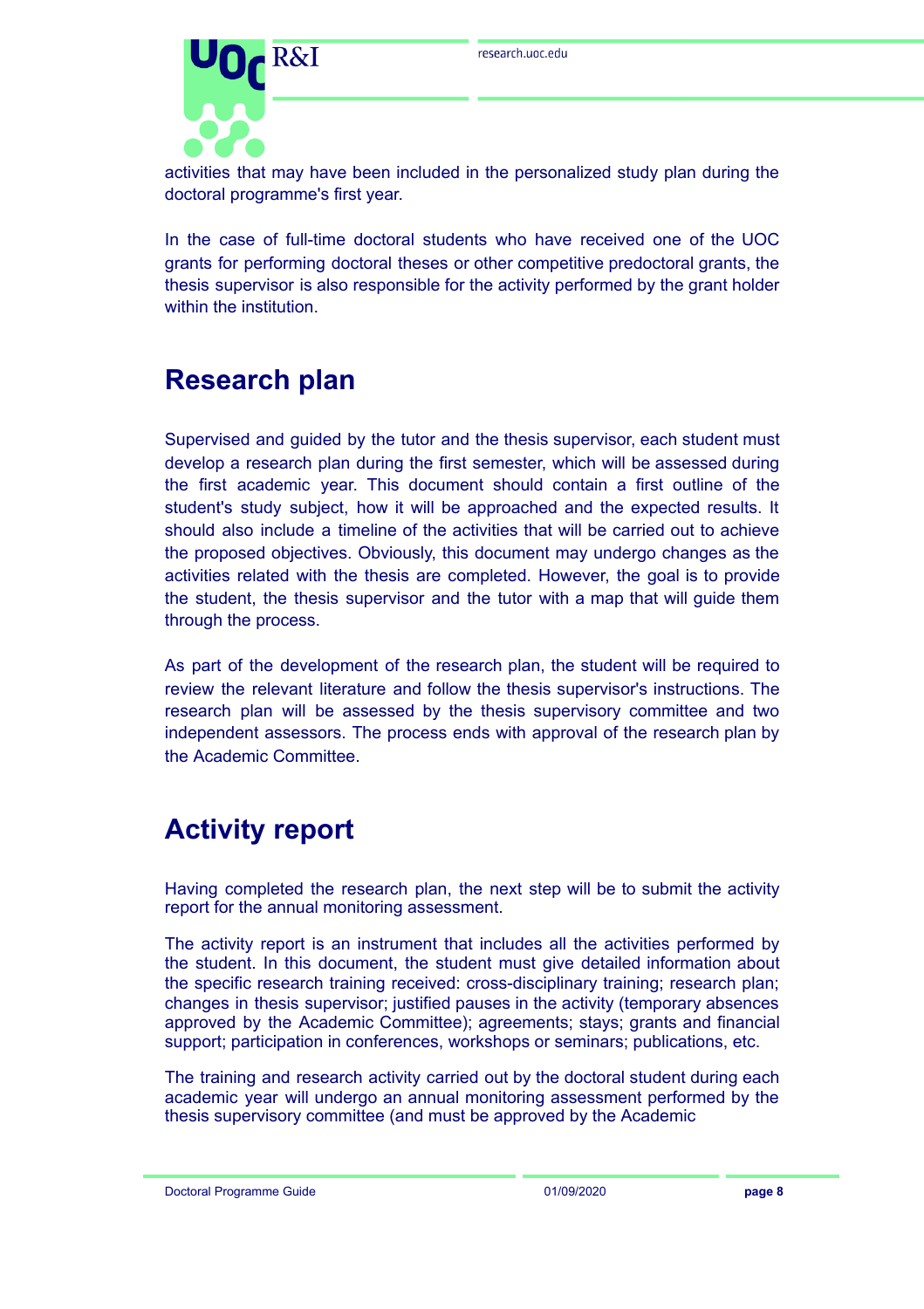activities that may have been included in the personalized study plan during the doctoral programme's first year.

In the case of full-time doctoral students who have received one of the UOC grants for performing doctoral theses or other competitive predoctoral grants, the thesis supervisor is also responsible for the activity performed by the grant holder within the institution.

# Research plan

Supervised and guided by the tutor and the thesis supervisor, each student must develop a research plan during the first semester, which will be assessed during the first academic year. This document should contain a first outline of the student's study subject, how it will be approached and the expected results. It should also include a timeline of the activities that will be carried out to achieve the proposed objectives. Obviously, this document may undergo changes as the activities related with the thesis are completed. However, the goal is to provide the student, the thesis supervisor and the tutor with a map that will guide them through the process.

As part of the development of the research plan, the student will be required to review the relevant literature and follow the thesis supervisor's instructions. The research plan will be assessed by the thesis supervisory committee and two independent assessors. The process ends with approval of the research plan by the Academic Committee.

# Activity report

Having completed the research plan, the next step will be to submit the activity report for the annual monitoring assessment.

The activity report is an instrument that includes all the activities performed by the student. In this document, the student must give detailed information about the specific research training received: cross-disciplinary training; research plan; changes in thesis supervisor; justified pauses in the activity (temporary absences approved by the Academic Committee); agreements; stays; grants and financial support; participation in conferences, workshops or seminars; publications, etc.

The training and research activity carried out by the doctoral student during each academic year will undergo an annual monitoring assessment performed by the thesis supervisory committee (and must be approved by the Academic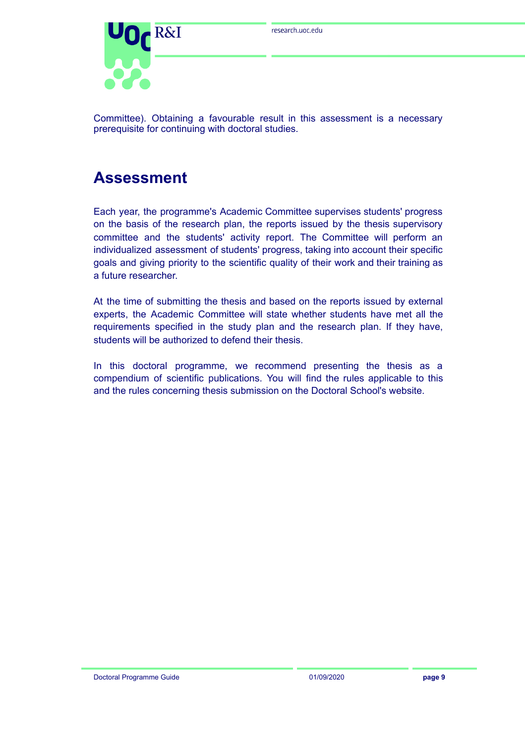Committee). Obtaining a favourable result in this assessment is a necessary prerequisite for continuing with doctoral studies.

## Assessment

Each year, the programme's Academic Committee supervises students' progress on the basis of the research plan, the reports issued by the thesis supervisory committee and the students' activity report. The Committee will perform an individualized assessment of students' progress, taking into account their specific goals and giving priority to the scientific quality of their work and their training as a future researcher.

At the time of submitting the thesis and based on the reports issued by external experts, the Academic Committee will state whether students have met all the requirements specified in the study plan and the research plan. If they have, students will be authorized to defend their thesis.

In this doctoral programme, we recommend presenting the thesis as a compendium of scientific publications. You will find the rules applicable to this and the rules concerning thesis submission on the Doctoral School's website.